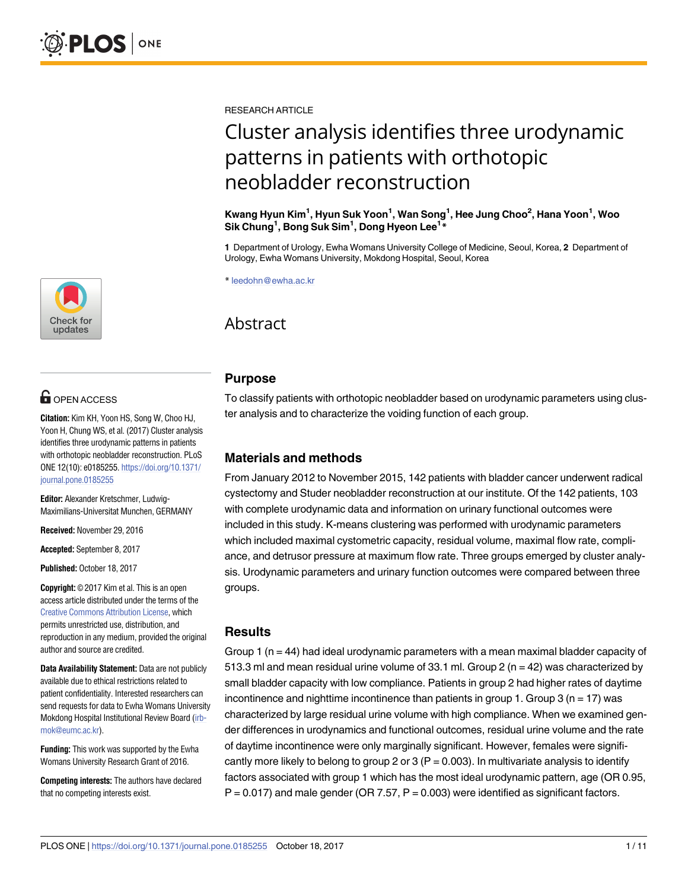RESEARCH ARTICLE

# Cluster analysis identifies three urodynamic patterns in patients with orthotopic neobladder reconstruction

**Kwang Hyun Kim[1], Hyun Suk Yoon[1], Wan Song[1], Hee Jung Choo[2], Hana Yoon[1], Woo Sik Chung[1], Bong Suk Sim[1], Dong Hyeon Lee[1]***

**1** Department of Urology, Ewha Womans University College of Medicine, Seoul, Korea, **2** Department of Urology, Ewha Womans University, Mokdong Hospital, Seoul, Korea

* leedohn@ewha.ac.kr

OPEN ACCESS

**Citation:** Kim KH, Yoon HS, Song W, Choo HJ, Yoon H, Chung WS, et al. (2017) Cluster analysis identifies three urodynamic patterns in patients with orthotopic neobladder reconstruction. PLoS ONE 12(10): e0185255. https://doi.org/10.1371/journal.pone.0185255

**Editor:** Alexander Kretschmer, Ludwig-Maximilians-Universitat Munchen, GERMANY

**Received:** November 29, 2016

**Accepted:** September 8, 2017

**Published:** October 18, 2017

**Copyright:** © 2017 Kim et al. This is an open access article distributed under the terms of the Creative Commons Attribution License, which permits unrestricted use, distribution, and reproduction in any medium, provided the original author and source are credited.

**Data Availability Statement:** Data are not publicly available due to ethical restrictions related to patient confidentiality. Interested researchers can send requests for data to Ewha Womans University Mokdong Hospital Institutional Review Board (irb-mok@eumc.ac.kr).

**Funding:** This work was supported by the Ewha Womans University Research Grant of 2016.

**Competing interests:** The authors have declared that no competing interests exist.

## Abstract

### Purpose

To classify patients with orthotopic neobladder based on urodynamic parameters using cluster analysis and to characterize the voiding function of each group.

### Materials and methods

From January 2012 to November 2015, 142 patients with bladder cancer underwent radical cystectomy and Studer neobladder reconstruction at our institute. Of the 142 patients, 103 with complete urodynamic data and information on urinary functional outcomes were included in this study. K-means clustering was performed with urodynamic parameters which included maximal cystometric capacity, residual volume, maximal flow rate, compliance, and detrusor pressure at maximum flow rate. Three groups emerged by cluster analysis. Urodynamic parameters and urinary function outcomes were compared between three groups.

### Results

Group 1 (n = 44) had ideal urodynamic parameters with a mean maximal bladder capacity of 513.3 ml and mean residual urine volume of 33.1 ml. Group 2 (n = 42) was characterized by small bladder capacity with low compliance. Patients in group 2 had higher rates of daytime incontinence and nighttime incontinence than patients in group 1. Group 3 (n = 17) was characterized by large residual urine volume with high compliance. When we examined gender differences in urodynamics and functional outcomes, residual urine volume and the rate of daytime incontinence were only marginally significant. However, females were significantly more likely to belong to group 2 or 3 (P = 0.003). In multivariate analysis to identify factors associated with group 1 which has the most ideal urodynamic pattern, age (OR 0.95, P = 0.017) and male gender (OR 7.57, P = 0.003) were identified as significant factors.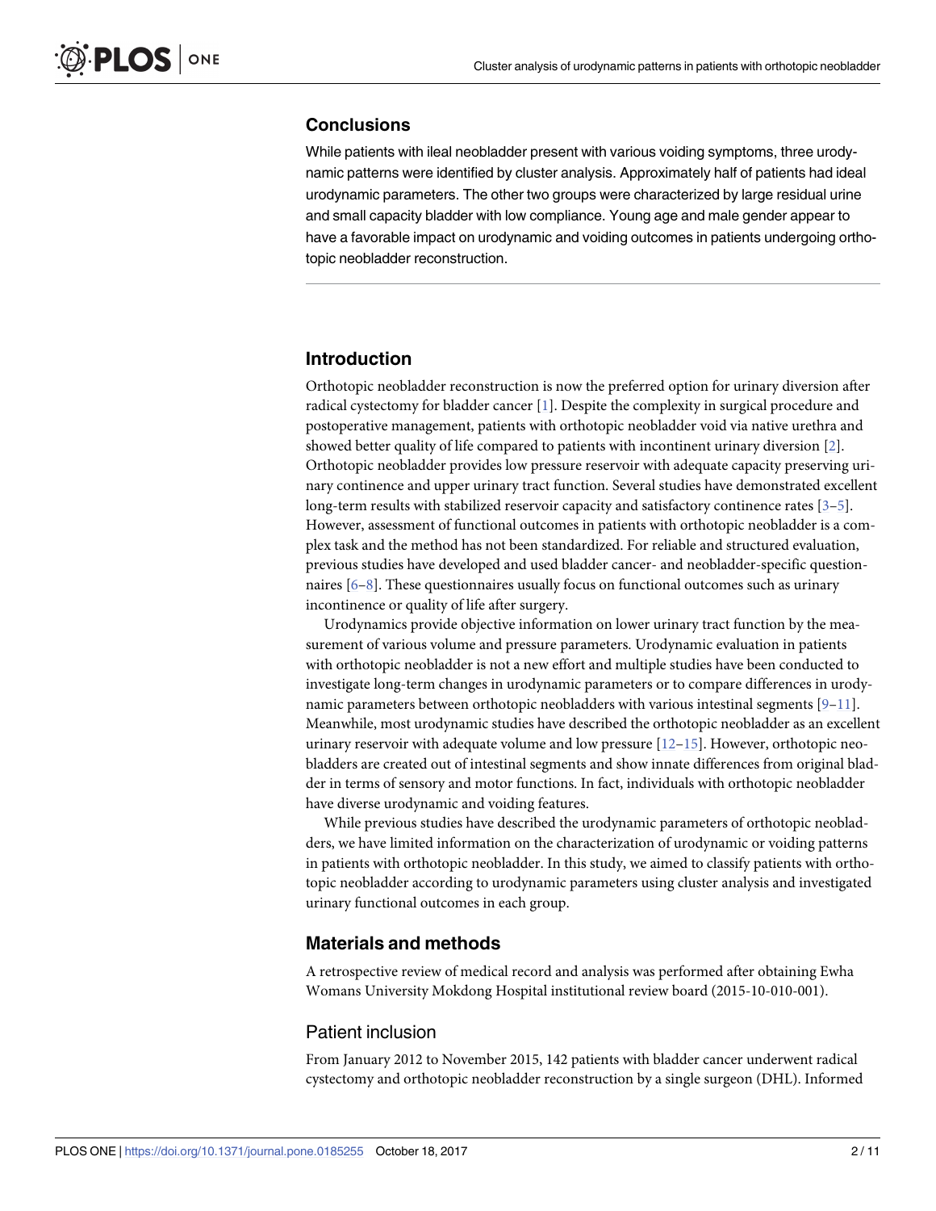## Conclusions

While patients with ileal neobladder present with various voiding symptoms, three urodynamic patterns were identified by cluster analysis. Approximately half of patients had ideal urodynamic parameters. The other two groups were characterized by large residual urine and small capacity bladder with low compliance. Young age and male gender appear to have a favorable impact on urodynamic and voiding outcomes in patients undergoing orthotopic neobladder reconstruction.

## Introduction

Orthotopic neobladder reconstruction is now the preferred option for urinary diversion after radical cystectomy for bladder cancer [1]. Despite the complexity in surgical procedure and postoperative management, patients with orthotopic neobladder void via native urethra and showed better quality of life compared to patients with incontinent urinary diversion [2]. Orthotopic neobladder provides low pressure reservoir with adequate capacity preserving urinary continence and upper urinary tract function. Several studies have demonstrated excellent long-term results with stabilized reservoir capacity and satisfactory continence rates [3–5]. However, assessment of functional outcomes in patients with orthotopic neobladder is a complex task and the method has not been standardized. For reliable and structured evaluation, previous studies have developed and used bladder cancer- and neobladder-specific questionnaires [6–8]. These questionnaires usually focus on functional outcomes such as urinary incontinence or quality of life after surgery.

Urodynamics provide objective information on lower urinary tract function by the measurement of various volume and pressure parameters. Urodynamic evaluation in patients with orthotopic neobladder is not a new effort and multiple studies have been conducted to investigate long-term changes in urodynamic parameters or to compare differences in urodynamic parameters between orthotopic neobladders with various intestinal segments [9–11]. Meanwhile, most urodynamic studies have described the orthotopic neobladder as an excellent urinary reservoir with adequate volume and low pressure [12–15]. However, orthotopic neobladders are created out of intestinal segments and show innate differences from original bladder in terms of sensory and motor functions. In fact, individuals with orthotopic neobladder have diverse urodynamic and voiding features.

While previous studies have described the urodynamic parameters of orthotopic neobladders, we have limited information on the characterization of urodynamic or voiding patterns in patients with orthotopic neobladder. In this study, we aimed to classify patients with orthotopic neobladder according to urodynamic parameters using cluster analysis and investigated urinary functional outcomes in each group.

## Materials and methods

A retrospective review of medical record and analysis was performed after obtaining Ewha Womans University Mokdong Hospital institutional review board (2015-10-010-001).

### Patient inclusion

From January 2012 to November 2015, 142 patients with bladder cancer underwent radical cystectomy and orthotopic neobladder reconstruction by a single surgeon (DHL). Informed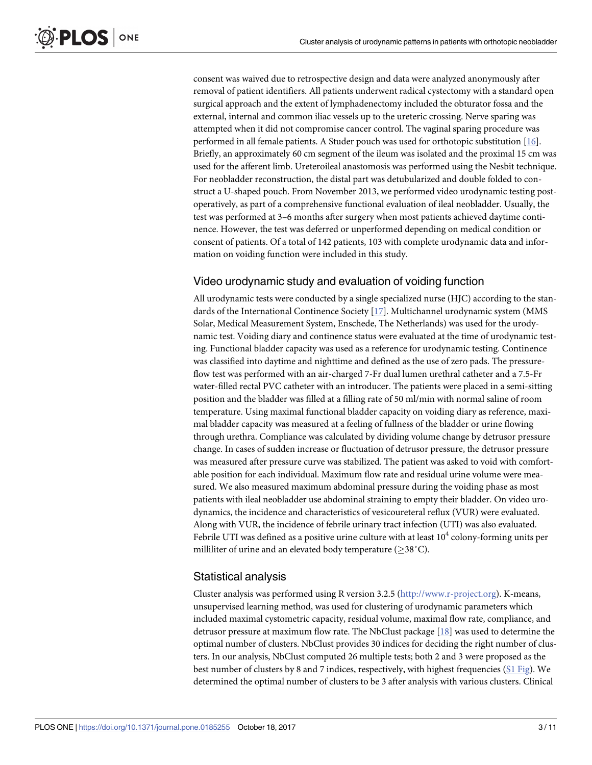consent was waived due to retrospective design and data were analyzed anonymously after removal of patient identifiers. All patients underwent radical cystectomy with a standard open surgical approach and the extent of lymphadenectomy included the obturator fossa and the external, internal and common iliac vessels up to the ureteric crossing. Nerve sparing was attempted when it did not compromise cancer control. The vaginal sparing procedure was performed in all female patients. A Studer pouch was used for orthotopic substitution [16]. Briefly, an approximately 60 cm segment of the ileum was isolated and the proximal 15 cm was used for the afferent limb. Ureteroileal anastomosis was performed using the Nesbit technique. For neobladder reconstruction, the distal part was detubularized and double folded to construct a U-shaped pouch. From November 2013, we performed video urodynamic testing postoperatively, as part of a comprehensive functional evaluation of ileal neobladder. Usually, the test was performed at 3–6 months after surgery when most patients achieved daytime continence. However, the test was deferred or unperformed depending on medical condition or consent of patients. Of a total of 142 patients, 103 with complete urodynamic data and information on voiding function were included in this study.

## Video urodynamic study and evaluation of voiding function

All urodynamic tests were conducted by a single specialized nurse (HJC) according to the standards of the International Continence Society [17]. Multichannel urodynamic system (MMS Solar, Medical Measurement System, Enschede, The Netherlands) was used for the urodynamic test. Voiding diary and continence status were evaluated at the time of urodynamic testing. Functional bladder capacity was used as a reference for urodynamic testing. Continence was classified into daytime and nighttime and defined as the use of zero pads. The pressure-flow test was performed with an air-charged 7-Fr dual lumen urethral catheter and a 7.5-Fr water-filled rectal PVC catheter with an introducer. The patients were placed in a semi-sitting position and the bladder was filled at a filling rate of 50 ml/min with normal saline of room temperature. Using maximal functional bladder capacity on voiding diary as reference, maximal bladder capacity was measured at a feeling of fullness of the bladder or urine flowing through urethra. Compliance was calculated by dividing volume change by detrusor pressure change. In cases of sudden increase or fluctuation of detrusor pressure, the detrusor pressure was measured after pressure curve was stabilized. The patient was asked to void with comfortable position for each individual. Maximum flow rate and residual urine volume were measured. We also measured maximum abdominal pressure during the voiding phase as most patients with ileal neobladder use abdominal straining to empty their bladder. On video urodynamics, the incidence and characteristics of vesicoureteral reflux (VUR) were evaluated. Along with VUR, the incidence of febrile urinary tract infection (UTI) was also evaluated. Febrile UTI was defined as a positive urine culture with at least $10^4$ colony-forming units per milliliter of urine and an elevated body temperature ($\geq$38˚C).

## Statistical analysis

Cluster analysis was performed using R version 3.2.5 (http://www.r-project.org). K-means, unsupervised learning method, was used for clustering of urodynamic parameters which included maximal cystometric capacity, residual volume, maximal flow rate, compliance, and detrusor pressure at maximum flow rate. The NbClust package [18] was used to determine the optimal number of clusters. NbClust provides 30 indices for deciding the right number of clusters. In our analysis, NbClust computed 26 multiple tests; both 2 and 3 were proposed as the best number of clusters by 8 and 7 indices, respectively, with highest frequencies (S1 Fig). We determined the optimal number of clusters to be 3 after analysis with various clusters. Clinical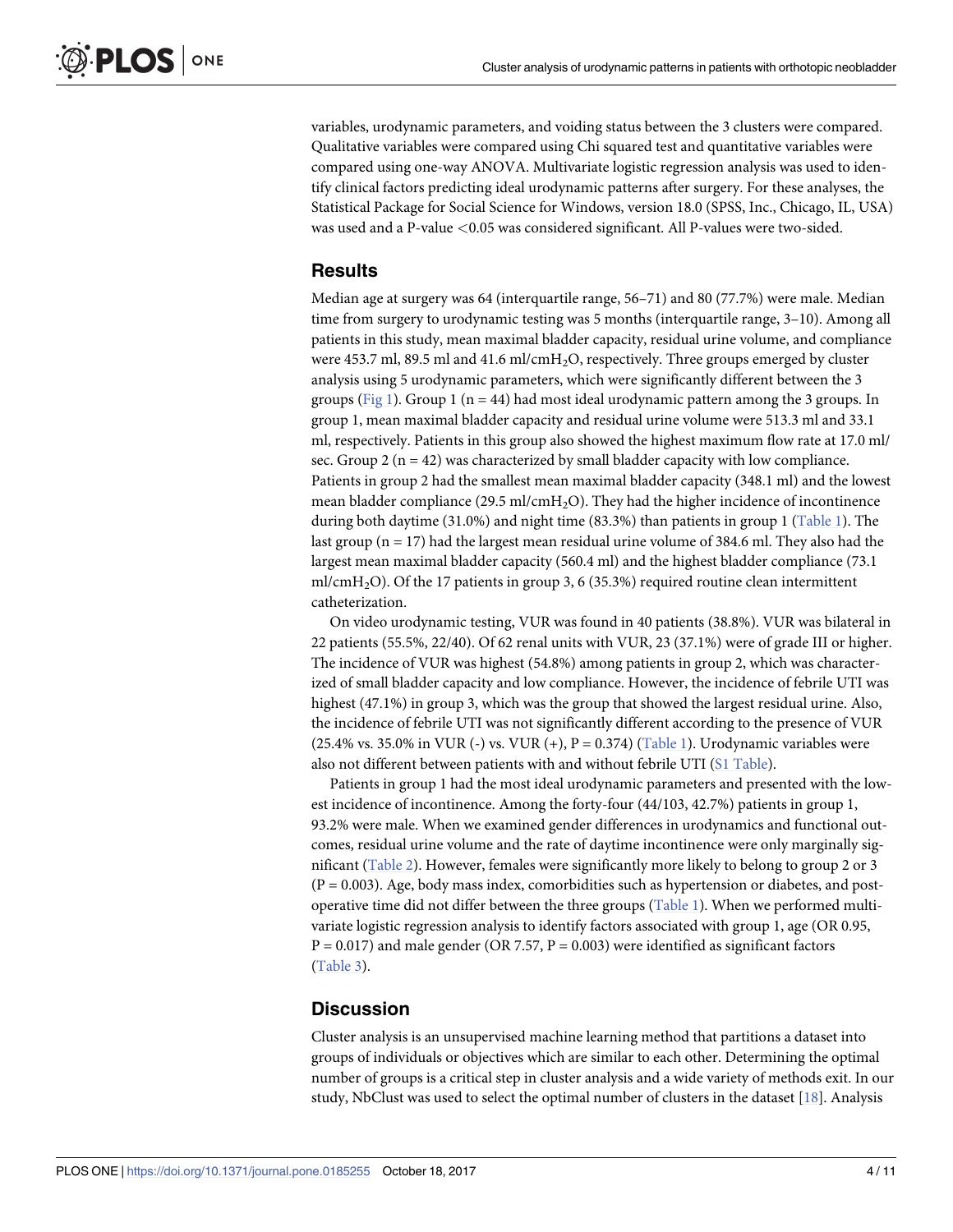variables, urodynamic parameters, and voiding status between the 3 clusters were compared. Qualitative variables were compared using Chi squared test and quantitative variables were compared using one-way ANOVA. Multivariate logistic regression analysis was used to identify clinical factors predicting ideal urodynamic patterns after surgery. For these analyses, the Statistical Package for Social Science for Windows, version 18.0 (SPSS, Inc., Chicago, IL, USA) was used and a P-value <0.05 was considered significant. All P-values were two-sided.

## Results

Median age at surgery was 64 (interquartile range, 56–71) and 80 (77.7%) were male. Median time from surgery to urodynamic testing was 5 months (interquartile range, 3–10). Among all patients in this study, mean maximal bladder capacity, residual urine volume, and compliance were 453.7 ml, 89.5 ml and 41.6 ml/cm$H_2O$, respectively. Three groups emerged by cluster analysis using 5 urodynamic parameters, which were significantly different between the 3 groups (Fig 1). Group 1 (n = 44) had most ideal urodynamic pattern among the 3 groups. In group 1, mean maximal bladder capacity and residual urine volume were 513.3 ml and 33.1 ml, respectively. Patients in this group also showed the highest maximum flow rate at 17.0 ml/sec. Group 2 (n = 42) was characterized by small bladder capacity with low compliance. Patients in group 2 had the smallest mean maximal bladder capacity (348.1 ml) and the lowest mean bladder compliance (29.5 ml/cm$H_2O$). They had the higher incidence of incontinence during both daytime (31.0%) and night time (83.3%) than patients in group 1 (Table 1). The last group (n = 17) had the largest mean residual urine volume of 384.6 ml. They also had the largest mean maximal bladder capacity (560.4 ml) and the highest bladder compliance (73.1 ml/cm$H_2O$). Of the 17 patients in group 3, 6 (35.3%) required routine clean intermittent catheterization.

On video urodynamic testing, VUR was found in 40 patients (38.8%). VUR was bilateral in 22 patients (55.5%, 22/40). Of 62 renal units with VUR, 23 (37.1%) were of grade III or higher. The incidence of VUR was highest (54.8%) among patients in group 2, which was characterized of small bladder capacity and low compliance. However, the incidence of febrile UTI was highest (47.1%) in group 3, which was the group that showed the largest residual urine. Also, the incidence of febrile UTI was not significantly different according to the presence of VUR (25.4% vs. 35.0% in VUR (-) vs. VUR (+), P = 0.374) (Table 1). Urodynamic variables were also not different between patients with and without febrile UTI (S1 Table).

Patients in group 1 had the most ideal urodynamic parameters and presented with the lowest incidence of incontinence. Among the forty-four (44/103, 42.7%) patients in group 1, 93.2% were male. When we examined gender differences in urodynamics and functional outcomes, residual urine volume and the rate of daytime incontinence were only marginally significant (Table 2). However, females were significantly more likely to belong to group 2 or 3 (P = 0.003). Age, body mass index, comorbidities such as hypertension or diabetes, and postoperative time did not differ between the three groups (Table 1). When we performed multivariate logistic regression analysis to identify factors associated with group 1, age (OR 0.95, P = 0.017) and male gender (OR 7.57, P = 0.003) were identified as significant factors (Table 3).

## Discussion

Cluster analysis is an unsupervised machine learning method that partitions a dataset into groups of individuals or objectives which are similar to each other. Determining the optimal number of groups is a critical step in cluster analysis and a wide variety of methods exit. In our study, NbClust was used to select the optimal number of clusters in the dataset [18]. Analysis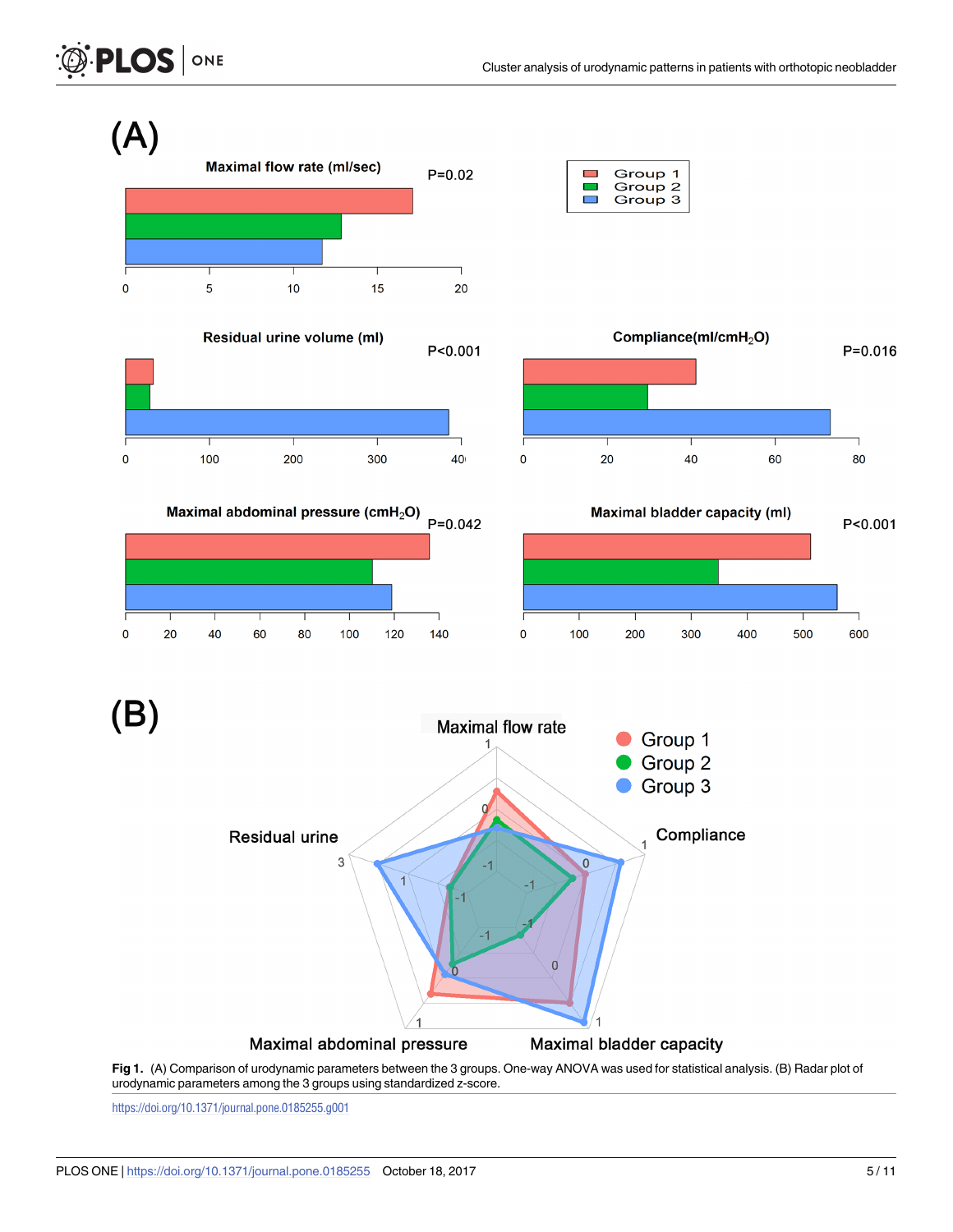**Fig 1.** (A) Comparison of urodynamic parameters between the 3 groups. One-way ANOVA was used for statistical analysis. (B) Radar plot of urodynamic parameters among the 3 groups using standardized z-score.

https://doi.org/10.1371/journal.pone.0185255.g001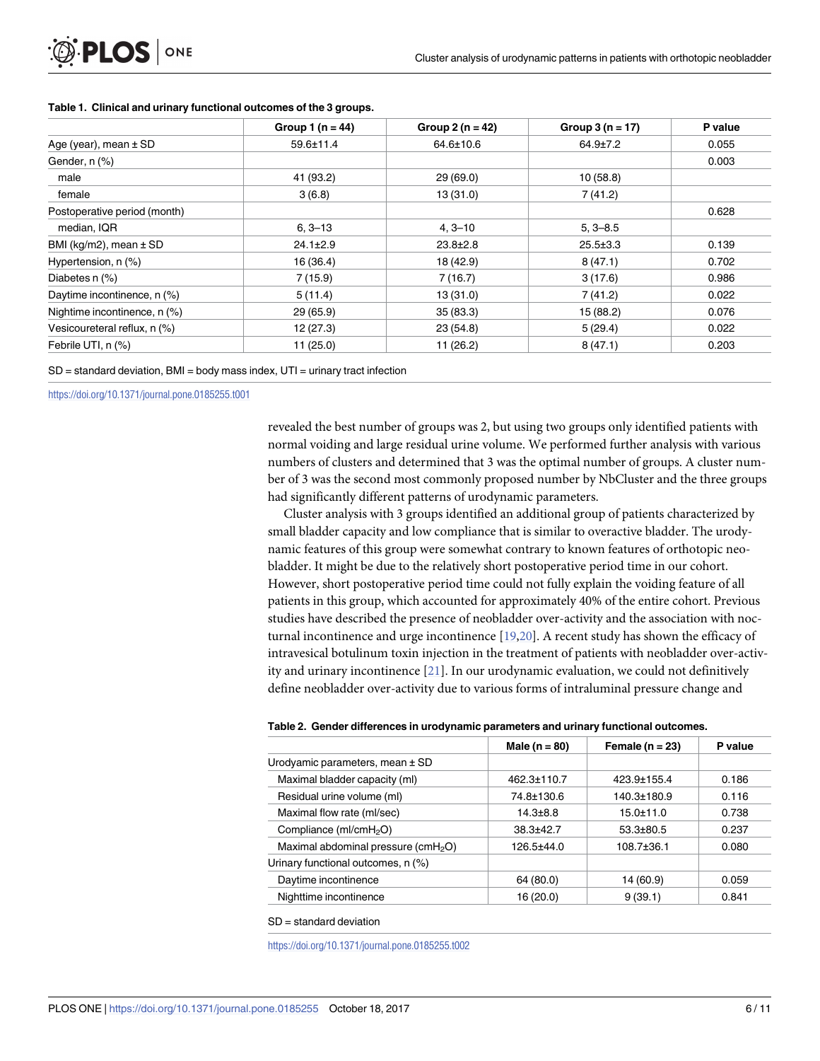**Table 1. Clinical and urinary functional outcomes of the 3 groups.**

| | Group 1 (n = 44) | Group 2 (n = 42) | Group 3 (n = 17) | P value |
|---|---|---|---|---|
| Age (year), mean ± SD | 59.6±11.4 | 64.6±10.6 | 64.9±7.2 | 0.055 |
| Gender, n (%) | | | | 0.003 |
| male | 41 (93.2) | 29 (69.0) | 10 (58.8) | |
| female | 3 (6.8) | 13 (31.0) | 7 (41.2) | |
| Postoperative period (month) | | | | 0.628 |
| median, IQR | 6, 3–13 | 4, 3–10 | 5, 3–8.5 | |
| BMI (kg/m2), mean ± SD | 24.1±2.9 | 23.8±2.8 | 25.5±3.3 | 0.139 |
| Hypertension, n (%) | 16 (36.4) | 18 (42.9) | 8 (47.1) | 0.702 |
| Diabetes n (%) | 7 (15.9) | 7 (16.7) | 3 (17.6) | 0.986 |
| Daytime incontinence, n (%) | 5 (11.4) | 13 (31.0) | 7 (41.2) | 0.022 |
| Nightime incontinence, n (%) | 29 (65.9) | 35 (83.3) | 15 (88.2) | 0.076 |
| Vesicoureteral reflux, n (%) | 12 (27.3) | 23 (54.8) | 5 (29.4) | 0.022 |
| Febrile UTI, n (%) | 11 (25.0) | 11 (26.2) | 8 (47.1) | 0.203 |

SD = standard deviation, BMI = body mass index, UTI = urinary tract infection

https://doi.org/10.1371/journal.pone.0185255.t001

revealed the best number of groups was 2, but using two groups only identified patients with normal voiding and large residual urine volume. We performed further analysis with various numbers of clusters and determined that 3 was the optimal number of groups. A cluster number of 3 was the second most commonly proposed number by NbCluster and the three groups had significantly different patterns of urodynamic parameters.

Cluster analysis with 3 groups identified an additional group of patients characterized by small bladder capacity and low compliance that is similar to overactive bladder. The urodynamic features of this group were somewhat contrary to known features of orthotopic neobladder. It might be due to the relatively short postoperative period time in our cohort. However, short postoperative period time could not fully explain the voiding feature of all patients in this group, which accounted for approximately 40% of the entire cohort. Previous studies have described the presence of neobladder over-activity and the association with nocturnal incontinence and urge incontinence [19,20]. A recent study has shown the efficacy of intravesical botulinum toxin injection in the treatment of patients with neobladder over-activity and urinary incontinence [21]. In our urodynamic evaluation, we could not definitively define neobladder over-activity due to various forms of intraluminal pressure change and

**Table 2. Gender differences in urodynamic parameters and urinary functional outcomes.**

| | Male (n = 80) | Female (n = 23) | P value |
|---|---|---|---|
| Urodyamic parameters, mean ± SD | | | |
| Maximal bladder capacity (ml) | 462.3±110.7 | 423.9±155.4 | 0.186 |
| Residual urine volume (ml) | 74.8±130.6 | 140.3±180.9 | 0.116 |
| Maximal flow rate (ml/sec) | 14.3±8.8 | 15.0±11.0 | 0.738 |
| Compliance (ml/cm$H_2O$) | 38.3±42.7 | 53.3±80.5 | 0.237 |
| Maximal abdominal pressure (cm$H_2O$) | 126.5±44.0 | 108.7±36.1 | 0.080 |
| Urinary functional outcomes, n (%) | | | |
| Daytime incontinence | 64 (80.0) | 14 (60.9) | 0.059 |
| Nighttime incontinence | 16 (20.0) | 9 (39.1) | 0.841 |

SD = standard deviation

https://doi.org/10.1371/journal.pone.0185255.t002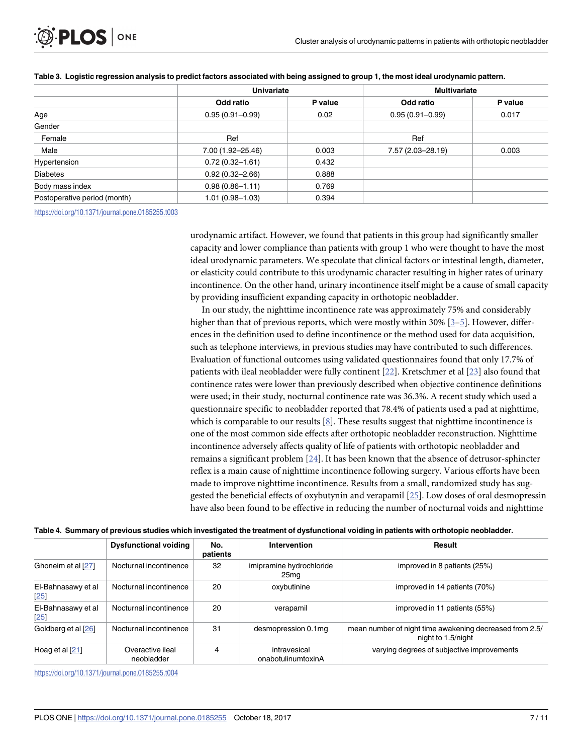**Table 3. Logistic regression analysis to predict factors associated with being assigned to group 1, the most ideal urodynamic pattern.**

| | Univariate | | Multivariate | |
|---|---|---|---|---|
| | Odd ratio | P value | Odd ratio | P value |
| Age | 0.95 (0.91–0.99) | 0.02 | 0.95 (0.91–0.99) | 0.017 |
| Gender | | | | |
| Female | Ref | | Ref | |
| Male | 7.00 (1.92–25.46) | 0.003 | 7.57 (2.03–28.19) | 0.003 |
| Hypertension | 0.72 (0.32–1.61) | 0.432 | | |
| Diabetes | 0.92 (0.32–2.66) | 0.888 | | |
| Body mass index | 0.98 (0.86–1.11) | 0.769 | | |
| Postoperative period (month) | 1.01 (0.98–1.03) | 0.394 | | |

https://doi.org/10.1371/journal.pone.0185255.t003

urodynamic artifact. However, we found that patients in this group had significantly smaller capacity and lower compliance than patients with group 1 who were thought to have the most ideal urodynamic parameters. We speculate that clinical factors or intestinal length, diameter, or elasticity could contribute to this urodynamic character resulting in higher rates of urinary incontinence. On the other hand, urinary incontinence itself might be a cause of small capacity by providing insufficient expanding capacity in orthotopic neobladder.

In our study, the nighttime incontinence rate was approximately 75% and considerably higher than that of previous reports, which were mostly within 30% [3–5]. However, differences in the definition used to define incontinence or the method used for data acquisition, such as telephone interviews, in previous studies may have contributed to such differences. Evaluation of functional outcomes using validated questionnaires found that only 17.7% of patients with ileal neobladder were fully continent [22]. Kretschmer et al [23] also found that continence rates were lower than previously described when objective continence definitions were used; in their study, nocturnal continence rate was 36.3%. A recent study which used a questionnaire specific to neobladder reported that 78.4% of patients used a pad at nighttime, which is comparable to our results [8]. These results suggest that nighttime incontinence is one of the most common side effects after orthotopic neobladder reconstruction. Nighttime incontinence adversely affects quality of life of patients with orthotopic neobladder and remains a significant problem [24]. It has been known that the absence of detrusor-sphincter reflex is a main cause of nighttime incontinence following surgery. Various efforts have been made to improve nighttime incontinence. Results from a small, randomized study has suggested the beneficial effects of oxybutynin and verapamil [25]. Low doses of oral desmopressin have also been found to be effective in reducing the number of nocturnal voids and nighttime

**Table 4. Summary of previous studies which investigated the treatment of dysfunctional voiding in patients with orthotopic neobladder.**

| | Dysfunctional voiding | No. patients | Intervention | Result |
|---|---|---|---|---|
| Ghoneim et al [27] | Nocturnal incontinence | 32 | imipramine hydrochloride 25mg | improved in 8 patients (25%) |
| El-Bahnasawy et al [25] | Nocturnal incontinence | 20 | oxybutinine | improved in 14 patients (70%) |
| El-Bahnasawy et al [25] | Nocturnal incontinence | 20 | verapamil | improved in 11 patients (55%) |
| Goldberg et al [26] | Nocturnal incontinence | 31 | desmopression 0.1mg | mean number of night time awakening decreased from 2.5/night to 1.5/night |
| Hoag et al [21] | Overactive ileal neobladder | 4 | intravesical onabotulinumtoxinA | varying degrees of subjective improvements |

https://doi.org/10.1371/journal.pone.0185255.t004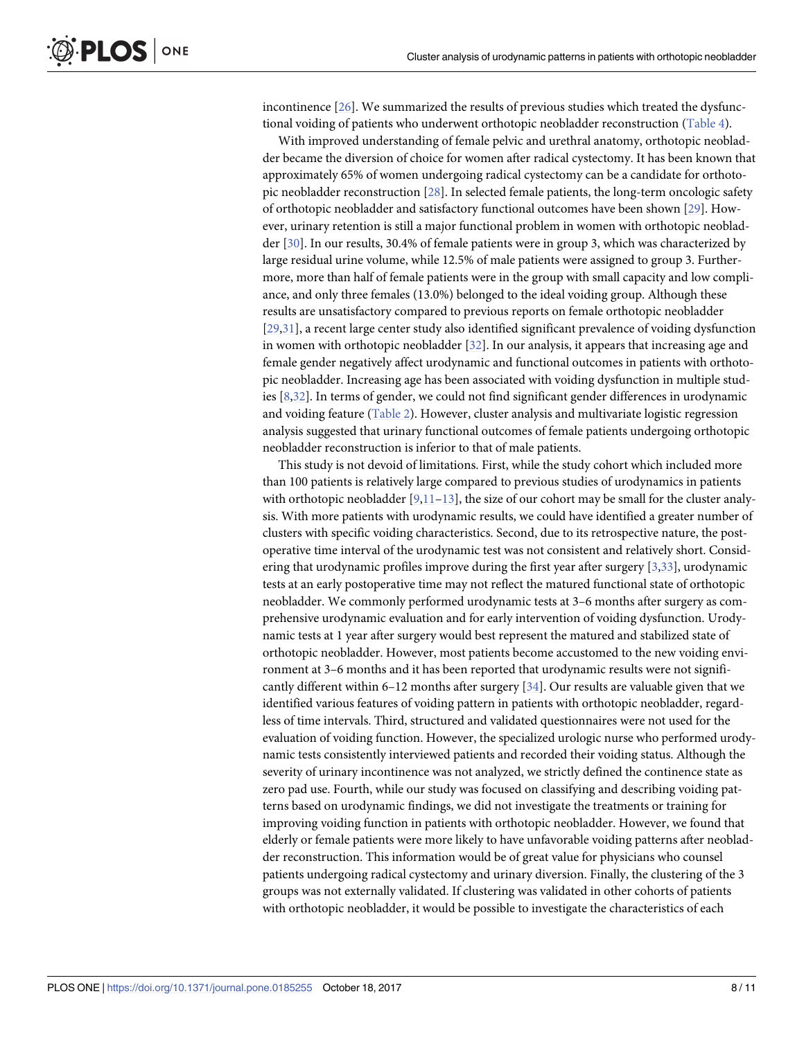incontinence [26]. We summarized the results of previous studies which treated the dysfunctional voiding of patients who underwent orthotopic neobladder reconstruction (Table 4).

With improved understanding of female pelvic and urethral anatomy, orthotopic neobladder became the diversion of choice for women after radical cystectomy. It has been known that approximately 65% of women undergoing radical cystectomy can be a candidate for orthotopic neobladder reconstruction [28]. In selected female patients, the long-term oncologic safety of orthotopic neobladder and satisfactory functional outcomes have been shown [29]. However, urinary retention is still a major functional problem in women with orthotopic neobladder [30]. In our results, 30.4% of female patients were in group 3, which was characterized by large residual urine volume, while 12.5% of male patients were assigned to group 3. Furthermore, more than half of female patients were in the group with small capacity and low compliance, and only three females (13.0%) belonged to the ideal voiding group. Although these results are unsatisfactory compared to previous reports on female orthotopic neobladder [29,31], a recent large center study also identified significant prevalence of voiding dysfunction in women with orthotopic neobladder [32]. In our analysis, it appears that increasing age and female gender negatively affect urodynamic and functional outcomes in patients with orthotopic neobladder. Increasing age has been associated with voiding dysfunction in multiple studies [8,32]. In terms of gender, we could not find significant gender differences in urodynamic and voiding feature (Table 2). However, cluster analysis and multivariate logistic regression analysis suggested that urinary functional outcomes of female patients undergoing orthotopic neobladder reconstruction is inferior to that of male patients.

This study is not devoid of limitations. First, while the study cohort which included more than 100 patients is relatively large compared to previous studies of urodynamics in patients with orthotopic neobladder [9,11–13], the size of our cohort may be small for the cluster analysis. With more patients with urodynamic results, we could have identified a greater number of clusters with specific voiding characteristics. Second, due to its retrospective nature, the postoperative time interval of the urodynamic test was not consistent and relatively short. Considering that urodynamic profiles improve during the first year after surgery [3,33], urodynamic tests at an early postoperative time may not reflect the matured functional state of orthotopic neobladder. We commonly performed urodynamic tests at 3–6 months after surgery as comprehensive urodynamic evaluation and for early intervention of voiding dysfunction. Urodynamic tests at 1 year after surgery would best represent the matured and stabilized state of orthotopic neobladder. However, most patients become accustomed to the new voiding environment at 3–6 months and it has been reported that urodynamic results were not significantly different within 6–12 months after surgery [34]. Our results are valuable given that we identified various features of voiding pattern in patients with orthotopic neobladder, regardless of time intervals. Third, structured and validated questionnaires were not used for the evaluation of voiding function. However, the specialized urologic nurse who performed urodynamic tests consistently interviewed patients and recorded their voiding status. Although the severity of urinary incontinence was not analyzed, we strictly defined the continence state as zero pad use. Fourth, while our study was focused on classifying and describing voiding patterns based on urodynamic findings, we did not investigate the treatments or training for improving voiding function in patients with orthotopic neobladder. However, we found that elderly or female patients were more likely to have unfavorable voiding patterns after neobladder reconstruction. This information would be of great value for physicians who counsel patients undergoing radical cystectomy and urinary diversion. Finally, the clustering of the 3 groups was not externally validated. If clustering was validated in other cohorts of patients with orthotopic neobladder, it would be possible to investigate the characteristics of each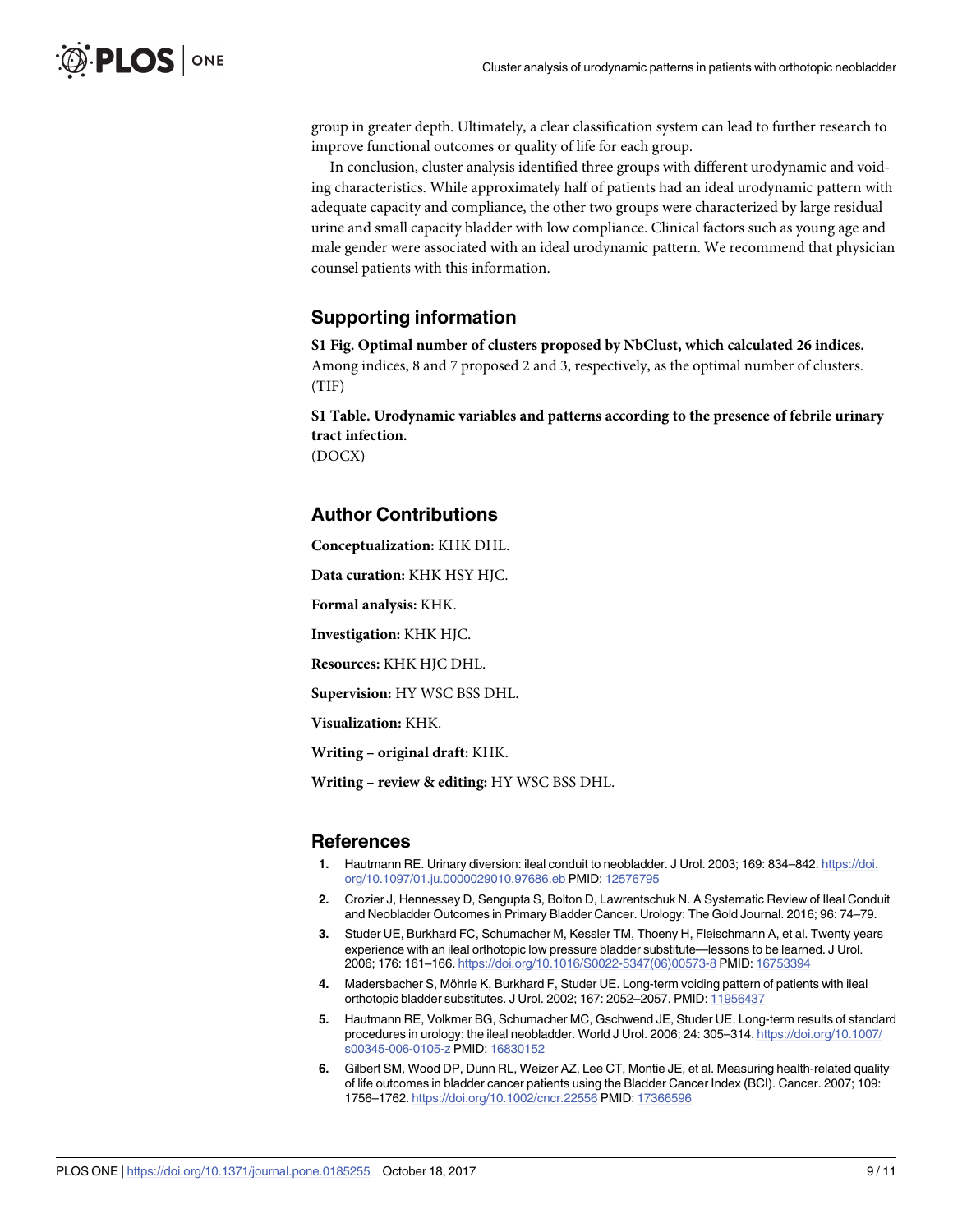group in greater depth. Ultimately, a clear classification system can lead to further research to improve functional outcomes or quality of life for each group.

In conclusion, cluster analysis identified three groups with different urodynamic and voiding characteristics. While approximately half of patients had an ideal urodynamic pattern with adequate capacity and compliance, the other two groups were characterized by large residual urine and small capacity bladder with low compliance. Clinical factors such as young age and male gender were associated with an ideal urodynamic pattern. We recommend that physician counsel patients with this information.

## Supporting information

**S1 Fig. Optimal number of clusters proposed by NbClust, which calculated 26 indices.** Among indices, 8 and 7 proposed 2 and 3, respectively, as the optimal number of clusters. (TIF)

**S1 Table. Urodynamic variables and patterns according to the presence of febrile urinary tract infection.**
(DOCX)

## Author Contributions

**Conceptualization:** KHK DHL.

**Data curation:** KHK HSY HJC.

**Formal analysis:** KHK.

**Investigation:** KHK HJC.

**Resources:** KHK HJC DHL.

**Supervision:** HY WSC BSS DHL.

**Visualization:** KHK.

**Writing – original draft:** KHK.

**Writing – review & editing:** HY WSC BSS DHL.

## References

1. Hautmann RE. Urinary diversion: ileal conduit to neobladder. J Urol. 2003; 169: 834–842. https://doi.org/10.1097/01.ju.0000029010.97686.eb PMID: 12576795
2. Crozier J, Hennessey D, Sengupta S, Bolton D, Lawrentschuk N. A Systematic Review of Ileal Conduit and Neobladder Outcomes in Primary Bladder Cancer. Urology: The Gold Journal. 2016; 96: 74–79.
3. Studer UE, Burkhard FC, Schumacher M, Kessler TM, Thoeny H, Fleischmann A, et al. Twenty years experience with an ileal orthotopic low pressure bladder substitute—lessons to be learned. J Urol. 2006; 176: 161–166. https://doi.org/10.1016/S0022-5347(06)00573-8 PMID: 16753394
4. Madersbacher S, Möhrle K, Burkhard F, Studer UE. Long-term voiding pattern of patients with ileal orthotopic bladder substitutes. J Urol. 2002; 167: 2052–2057. PMID: 11956437
5. Hautmann RE, Volkmer BG, Schumacher MC, Gschwend JE, Studer UE. Long-term results of standard procedures in urology: the ileal neobladder. World J Urol. 2006; 24: 305–314. https://doi.org/10.1007/s00345-006-0105-z PMID: 16830152
6. Gilbert SM, Wood DP, Dunn RL, Weizer AZ, Lee CT, Montie JE, et al. Measuring health-related quality of life outcomes in bladder cancer patients using the Bladder Cancer Index (BCI). Cancer. 2007; 109: 1756–1762. https://doi.org/10.1002/cncr.22556 PMID: 17366596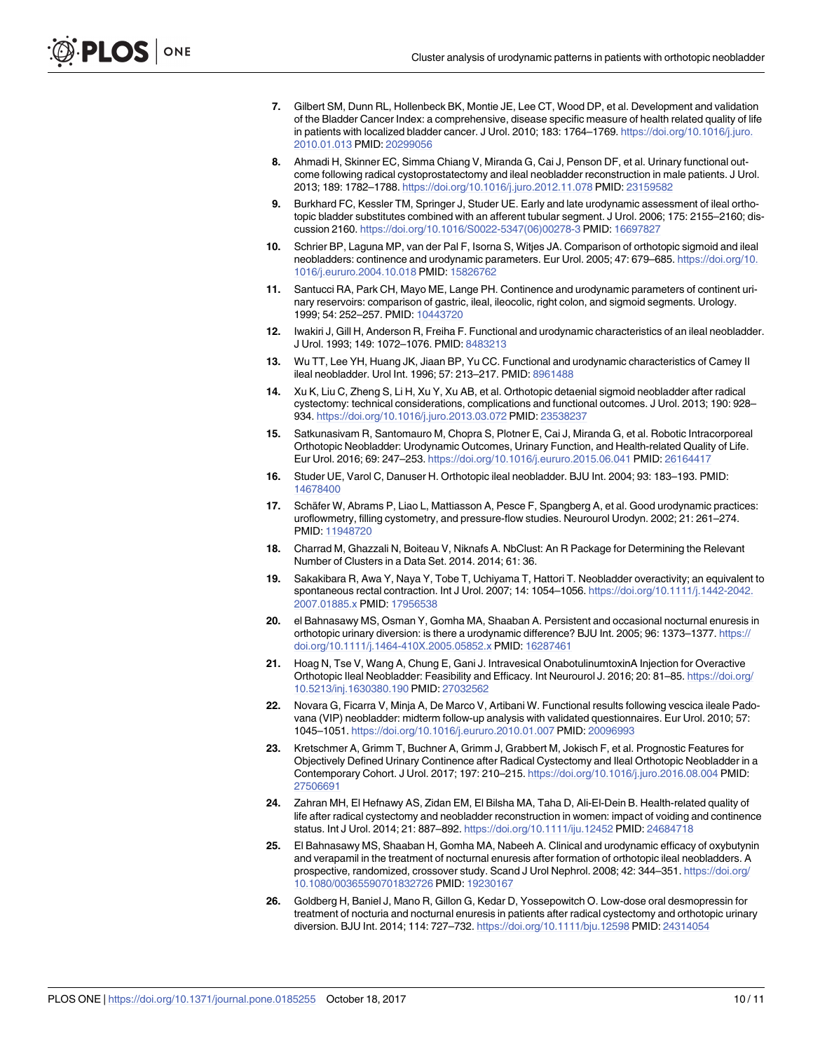7. Gilbert SM, Dunn RL, Hollenbeck BK, Montie JE, Lee CT, Wood DP, et al. Development and validation of the Bladder Cancer Index: a comprehensive, disease specific measure of health related quality of life in patients with localized bladder cancer. J Urol. 2010; 183: 1764–1769. https://doi.org/10.1016/j.juro.2010.01.013 PMID: 20299056
8. Ahmadi H, Skinner EC, Simma Chiang V, Miranda G, Cai J, Penson DF, et al. Urinary functional outcome following radical cystoprostatectomy and ileal neobladder reconstruction in male patients. J Urol. 2013; 189: 1782–1788. https://doi.org/10.1016/j.juro.2012.11.078 PMID: 23159582
9. Burkhard FC, Kessler TM, Springer J, Studer UE. Early and late urodynamic assessment of ileal orthotopic bladder substitutes combined with an afferent tubular segment. J Urol. 2006; 175: 2155–2160; discussion 2160. https://doi.org/10.1016/S0022-5347(06)00278-3 PMID: 16697827
10. Schrier BP, Laguna MP, van der Pal F, Isorna S, Witjes JA. Comparison of orthotopic sigmoid and ileal neobladders: continence and urodynamic parameters. Eur Urol. 2005; 47: 679–685. https://doi.org/10.1016/j.eururo.2004.10.018 PMID: 15826762
11. Santucci RA, Park CH, Mayo ME, Lange PH. Continence and urodynamic parameters of continent urinary reservoirs: comparison of gastric, ileal, ileocolic, right colon, and sigmoid segments. Urology. 1999; 54: 252–257. PMID: 10443720
12. Iwakiri J, Gill H, Anderson R, Freiha F. Functional and urodynamic characteristics of an ileal neobladder. J Urol. 1993; 149: 1072–1076. PMID: 8483213
13. Wu TT, Lee YH, Huang JK, Jiaan BP, Yu CC. Functional and urodynamic characteristics of Camey II ileal neobladder. Urol Int. 1996; 57: 213–217. PMID: 8961488
14. Xu K, Liu C, Zheng S, Li H, Xu Y, Xu AB, et al. Orthotopic detaenial sigmoid neobladder after radical cystectomy: technical considerations, complications and functional outcomes. J Urol. 2013; 190: 928–934. https://doi.org/10.1016/j.juro.2013.03.072 PMID: 23538237
15. Satkunasivam R, Santomauro M, Chopra S, Plotner E, Cai J, Miranda G, et al. Robotic Intracorporeal Orthotopic Neobladder: Urodynamic Outcomes, Urinary Function, and Health-related Quality of Life. Eur Urol. 2016; 69: 247–253. https://doi.org/10.1016/j.eururo.2015.06.041 PMID: 26164417
16. Studer UE, Varol C, Danuser H. Orthotopic ileal neobladder. BJU Int. 2004; 93: 183–193. PMID: 14678400
17. Schäfer W, Abrams P, Liao L, Mattiasson A, Pesce F, Spangberg A, et al. Good urodynamic practices: uroflowmetry, filling cystometry, and pressure-flow studies. Neurourol Urodyn. 2002; 21: 261–274. PMID: 11948720
18. Charrad M, Ghazzali N, Boiteau V, Niknafs A. NbClust: An R Package for Determining the Relevant Number of Clusters in a Data Set. 2014. 2014; 61: 36.
19. Sakakibara R, Awa Y, Naya Y, Tobe T, Uchiyama T, Hattori T. Neobladder overactivity; an equivalent to spontaneous rectal contraction. Int J Urol. 2007; 14: 1054–1056. https://doi.org/10.1111/j.1442-2042.2007.01885.x PMID: 17956538
20. el Bahnasawy MS, Osman Y, Gomha MA, Shaaban A. Persistent and occasional nocturnal enuresis in orthotopic urinary diversion: is there a urodynamic difference? BJU Int. 2005; 96: 1373–1377. https://doi.org/10.1111/j.1464-410X.2005.05852.x PMID: 16287461
21. Hoag N, Tse V, Wang A, Chung E, Gani J. Intravesical OnabotulinumtoxinA Injection for Overactive Orthotopic Ileal Neobladder: Feasibility and Efficacy. Int Neurourol J. 2016; 20: 81–85. https://doi.org/10.5213/inj.1630380.190 PMID: 27032562
22. Novara G, Ficarra V, Minja A, De Marco V, Artibani W. Functional results following vescica ileale Padovana (VIP) neobladder: midterm follow-up analysis with validated questionnaires. Eur Urol. 2010; 57: 1045–1051. https://doi.org/10.1016/j.eururo.2010.01.007 PMID: 20096993
23. Kretschmer A, Grimm T, Buchner A, Grimm J, Grabbert M, Jokisch F, et al. Prognostic Features for Objectively Defined Urinary Continence after Radical Cystectomy and Ileal Orthotopic Neobladder in a Contemporary Cohort. J Urol. 2017; 197: 210–215. https://doi.org/10.1016/j.juro.2016.08.004 PMID: 27506691
24. Zahran MH, El Hefnawy AS, Zidan EM, El Bilsha MA, Taha D, Ali-El-Dein B. Health-related quality of life after radical cystectomy and neobladder reconstruction in women: impact of voiding and continence status. Int J Urol. 2014; 21: 887–892. https://doi.org/10.1111/iju.12452 PMID: 24684718
25. El Bahnasawy MS, Shaaban H, Gomha MA, Nabeeh A. Clinical and urodynamic efficacy of oxybutynin and verapamil in the treatment of nocturnal enuresis after formation of orthotopic ileal neobladders. A prospective, randomized, crossover study. Scand J Urol Nephrol. 2008; 42: 344–351. https://doi.org/10.1080/00365590701832726 PMID: 19230167
26. Goldberg H, Baniel J, Mano R, Gillon G, Kedar D, Yossepowitch O. Low-dose oral desmopressin for treatment of nocturia and nocturnal enuresis in patients after radical cystectomy and orthotopic urinary diversion. BJU Int. 2014; 114: 727–732. https://doi.org/10.1111/bju.12598 PMID: 24314054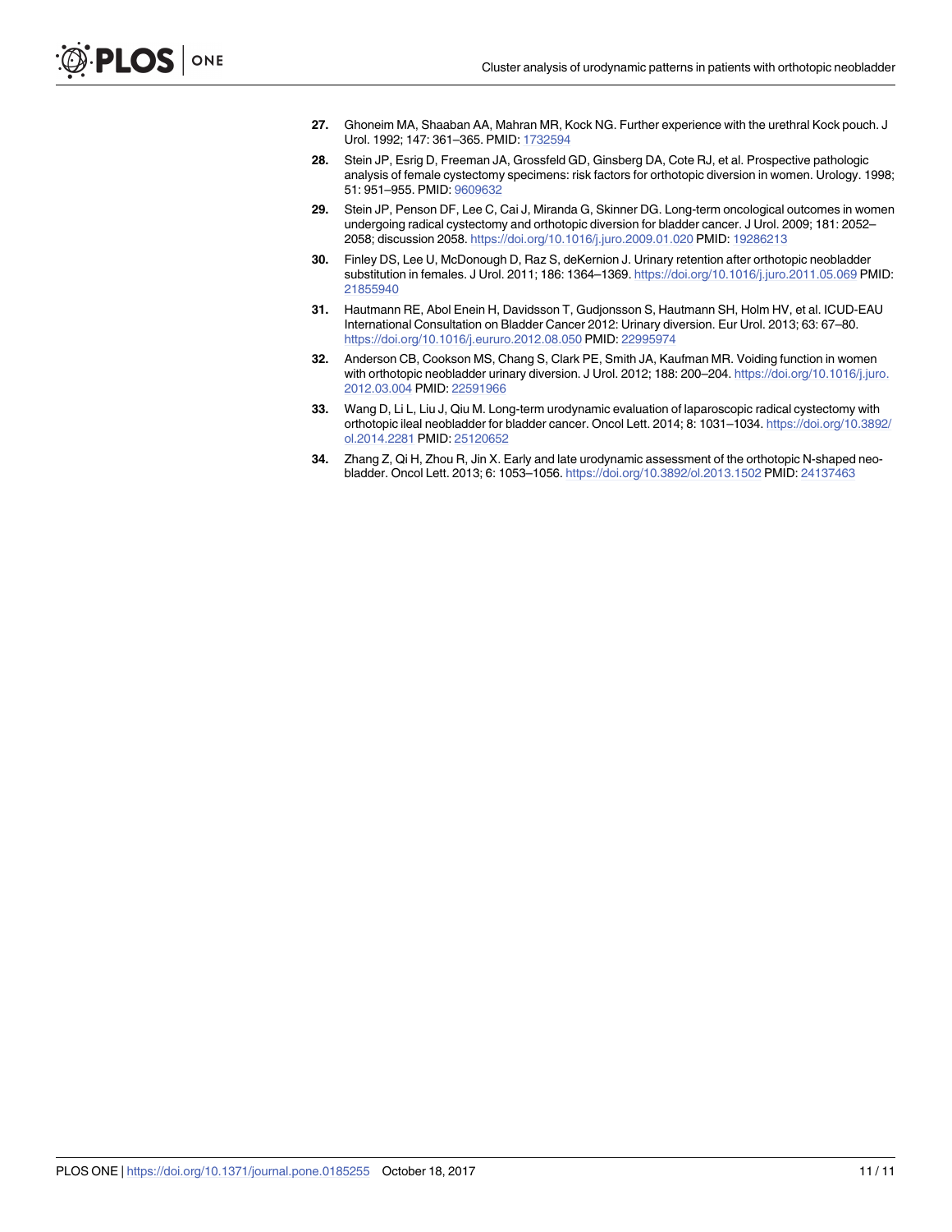27. Ghoneim MA, Shaaban AA, Mahran MR, Kock NG. Further experience with the urethral Kock pouch. J Urol. 1992; 147: 361–365. PMID: 1732594
28. Stein JP, Esrig D, Freeman JA, Grossfeld GD, Ginsberg DA, Cote RJ, et al. Prospective pathologic analysis of female cystectomy specimens: risk factors for orthotopic diversion in women. Urology. 1998; 51: 951–955. PMID: 9609632
29. Stein JP, Penson DF, Lee C, Cai J, Miranda G, Skinner DG. Long-term oncological outcomes in women undergoing radical cystectomy and orthotopic diversion for bladder cancer. J Urol. 2009; 181: 2052–2058; discussion 2058. https://doi.org/10.1016/j.juro.2009.01.020 PMID: 19286213
30. Finley DS, Lee U, McDonough D, Raz S, deKernion J. Urinary retention after orthotopic neobladder substitution in females. J Urol. 2011; 186: 1364–1369. https://doi.org/10.1016/j.juro.2011.05.069 PMID: 21855940
31. Hautmann RE, Abol Enein H, Davidsson T, Gudjonsson S, Hautmann SH, Holm HV, et al. ICUD-EAU International Consultation on Bladder Cancer 2012: Urinary diversion. Eur Urol. 2013; 63: 67–80. https://doi.org/10.1016/j.eururo.2012.08.050 PMID: 22995974
32. Anderson CB, Cookson MS, Chang S, Clark PE, Smith JA, Kaufman MR. Voiding function in women with orthotopic neobladder urinary diversion. J Urol. 2012; 188: 200–204. https://doi.org/10.1016/j.juro.2012.03.004 PMID: 22591966
33. Wang D, Li L, Liu J, Qiu M. Long-term urodynamic evaluation of laparoscopic radical cystectomy with orthotopic ileal neobladder for bladder cancer. Oncol Lett. 2014; 8: 1031–1034. https://doi.org/10.3892/ol.2014.2281 PMID: 25120652
34. Zhang Z, Qi H, Zhou R, Jin X. Early and late urodynamic assessment of the orthotopic N-shaped neobladder. Oncol Lett. 2013; 6: 1053–1056. https://doi.org/10.3892/ol.2013.1502 PMID: 24137463